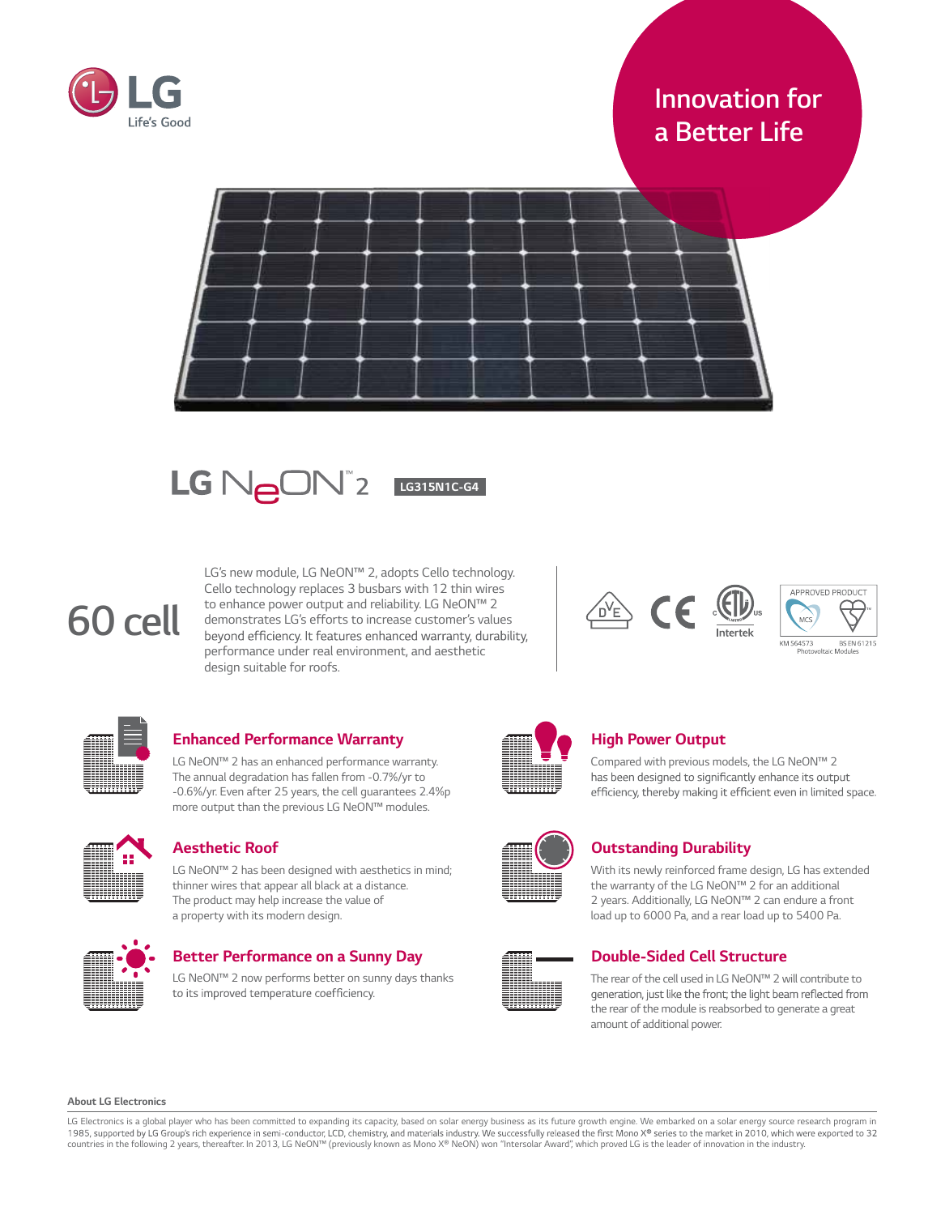LG Life's Good

Innovation for a Better Life

# LG NeON™ 2

LG315N1C-G4

## 60 cell

LG's new module, LG NeON™ 2, adopts Cello technology. Cello technology replaces 3 busbars with 12 thin wires to enhance power output and reliability. LG NeON™ 2 demonstrates LG's efforts to increase customer's values beyond efficiency. It features enhanced warranty, durability, performance under real environment, and aesthetic design suitable for roofs.

Intertek

APPROVED PRODUCT MCS

KM 564573 BS EN 61215 Photovoltaic Modules

### Enhanced Performance Warranty

LG NeON™ 2 has an enhanced performance warranty. The annual degradation has fallen from -0.7%/yr to -0.6%/yr. Even after 25 years, the cell guarantees 2.4%p more output than the previous LG NeON™ modules.

### Aesthetic Roof

LG NeON™ 2 has been designed with aesthetics in mind; thinner wires that appear all black at a distance. The product may help increase the value of a property with its modern design.

### Better Performance on a Sunny Day

LG NeON™ 2 now performs better on sunny days thanks to its improved temperature coefficiency.

### High Power Output

Compared with previous models, the LG NeON™ 2 has been designed to significantly enhance its output efficiency, thereby making it efficient even in limited space.

### Outstanding Durability

With its newly reinforced frame design, LG has extended the warranty of the LG NeON™ 2 for an additional 2 years. Additionally, LG NeON™ 2 can endure a front load up to 6000 Pa, and a rear load up to 5400 Pa.

### Double-Sided Cell Structure

The rear of the cell used in LG NeON™ 2 will contribute to generation, just like the front; the light beam reflected from the rear of the module is reabsorbed to generate a great amount of additional power.

**About LG Electronics**

LG Electronics is a global player who has been committed to expanding its capacity, based on solar energy business as its future growth engine. We embarked on a solar energy source research program in 1985, supported by LG Group's rich experience in semi-conductor, LCD, chemistry, and materials industry. We successfully released the first Mono X® series to the market in 2010, which were exported to 32 countries in the following 2 years, thereafter. In 2013, LG NeON™ (previously known as Mono X® NeON) won "Intersolar Award", which proved LG is the leader of innovation in the industry.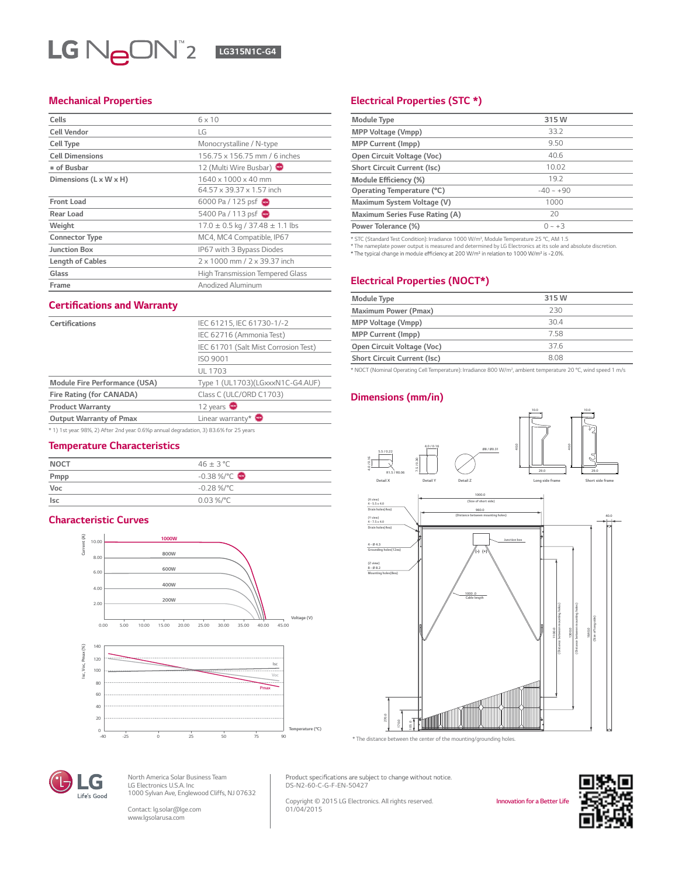# LG NeON™ 2 LG315N1C-G4

## Mechanical Properties

| | |
|---|---|
| Cells | 6 x 10 |
| Cell Vendor | LG |
| Cell Type | Monocrystalline / N-type |
| Cell Dimensions | 156.75 x 156.75 mm / 6 inches |
| # of Busbar | 12 (Multi Wire Busbar) NEW |
| Dimensions (L x W x H) | 1640 x 1000 x 40 mm |
| | 64.57 x 39.37 x 1.57 inch |
| Front Load | 6000 Pa / 125 psf NEW |
| Rear Load | 5400 Pa / 113 psf NEW |
| Weight | 17.0 ± 0.5 kg / 37.48 ± 1.1 lbs |
| Connector Type | MC4, MC4 Compatible, IP67 |
| Junction Box | IP67 with 3 Bypass Diodes |
| Length of Cables | 2 x 1000 mm / 2 x 39.37 inch |
| Glass | High Transmission Tempered Glass |
| Frame | Anodized Aluminum |

## Certifications and Warranty

| | |
|---|---|
| Certifications | IEC 61215, IEC 61730-1/-2 |
| | IEC 62716 (Ammonia Test) |
| | IEC 61701 (Salt Mist Corrosion Test) |
| | ISO 9001 |
| | UL 1703 |
| Module Fire Performance (USA) | Type 1 (UL1703)(LGxxxN1C-G4.AUF) |
| Fire Rating (for CANADA) | Class C (ULC/ORD C1703) |
| Product Warranty | 12 years NEW |
| Output Warranty of Pmax | Linear warranty* NEW |

* 1) 1st year: 98%, 2) After 2nd year: 0.6%p annual degradation, 3) 83.6% for 25 years

## Temperature Characteristics

| | |
|---|---|
| NOCT | 46 ± 3 °C |
| Pmpp | -0.38 %/°C NEW |
| Voc | -0.28 %/°C |
| Isc | 0.03 %/°C |

## Characteristic Curves

Current (A)
10.00
8.00
6.00
4.00
2.00
1000W
800W
600W
400W
200W
0.00 5.00 10.00 15.00 20.00 25.00 30.00 35.00 40.00 45.00
Voltage (V)

Isc, Voc, Pmax (%)
140
120
100
80
60
40
20
0
Isc
Voc
Pmax
-40 -25 0 25 50 75 90
Temperature (°C)

## Electrical Properties (STC *)

| Module Type | 315 W |
|---|---|
| MPP Voltage (Vmpp) | 33.2 |
| MPP Current (Impp) | 9.50 |
| Open Circuit Voltage (Voc) | 40.6 |
| Short Circuit Current (Isc) | 10.02 |
| Module Efficiency (%) | 19.2 |
| Operating Temperature (°C) | -40 ~ +90 |
| Maximum System Voltage (V) | 1000 |
| Maximum Series Fuse Rating (A) | 20 |
| Power Tolerance (%) | 0 ~ +3 |

* STC (Standard Test Condition): Irradiance 1000 W/m², Module Temperature 25 °C, AM 1.5
* The nameplate power output is measured and determined by LG Electronics at its sole and absolute discretion.
* The typical change in module efficiency at 200 W/m² in relation to 1000 W/m² is -2.0%.

## Electrical Properties (NOCT*)

| Module Type | 315 W |
|---|---|
| Maximum Power (Pmax) | 230 |
| MPP Voltage (Vmpp) | 30.4 |
| MPP Current (Impp) | 7.58 |
| Open Circuit Voltage (Voc) | 37.6 |
| Short Circuit Current (Isc) | 8.08 |

* NOCT (Nominal Operating Cell Temperature): Irradiance 800 W/m², ambient temperature 20 °C, wind speed 1 m/s

## Dimensions (mm/in)

Detail X
Detail Y
Detail Z
Long side frame
Short side frame
1000.0 (Size of short side)
960.0 (Distance between mounting holes)
(X view) 4 - 5.5 x 4.0 Drain holes(4ea)
(Y view) 4 - 7.5 x 4.0 Drain holes(4ea)
4 - Ø 4.3 Grounding holes(12ea)
(Z view) 8 - Ø 8.2 Mounting holes(8ea)
Junction box
1000.0 Cable length
1100.0 (Distance between mounting holes)
1300.0 (Distance between mounting holes)
1640.0 (Size of long side)
40.0

* The distance between the center of the mounting/grounding holes.

North America Solar Business Team
LG Electronics U.S.A. Inc
1000 Sylvan Ave, Englewood Cliffs, NJ 07632

Contact: lg.solar@lge.com
www.lgsolarusa.com

Product specifications are subject to change without notice.
DS-N2-60-C-G-F-EN-50427

Copyright © 2015 LG Electronics. All rights reserved.
01/04/2015

Innovation for a Better Life